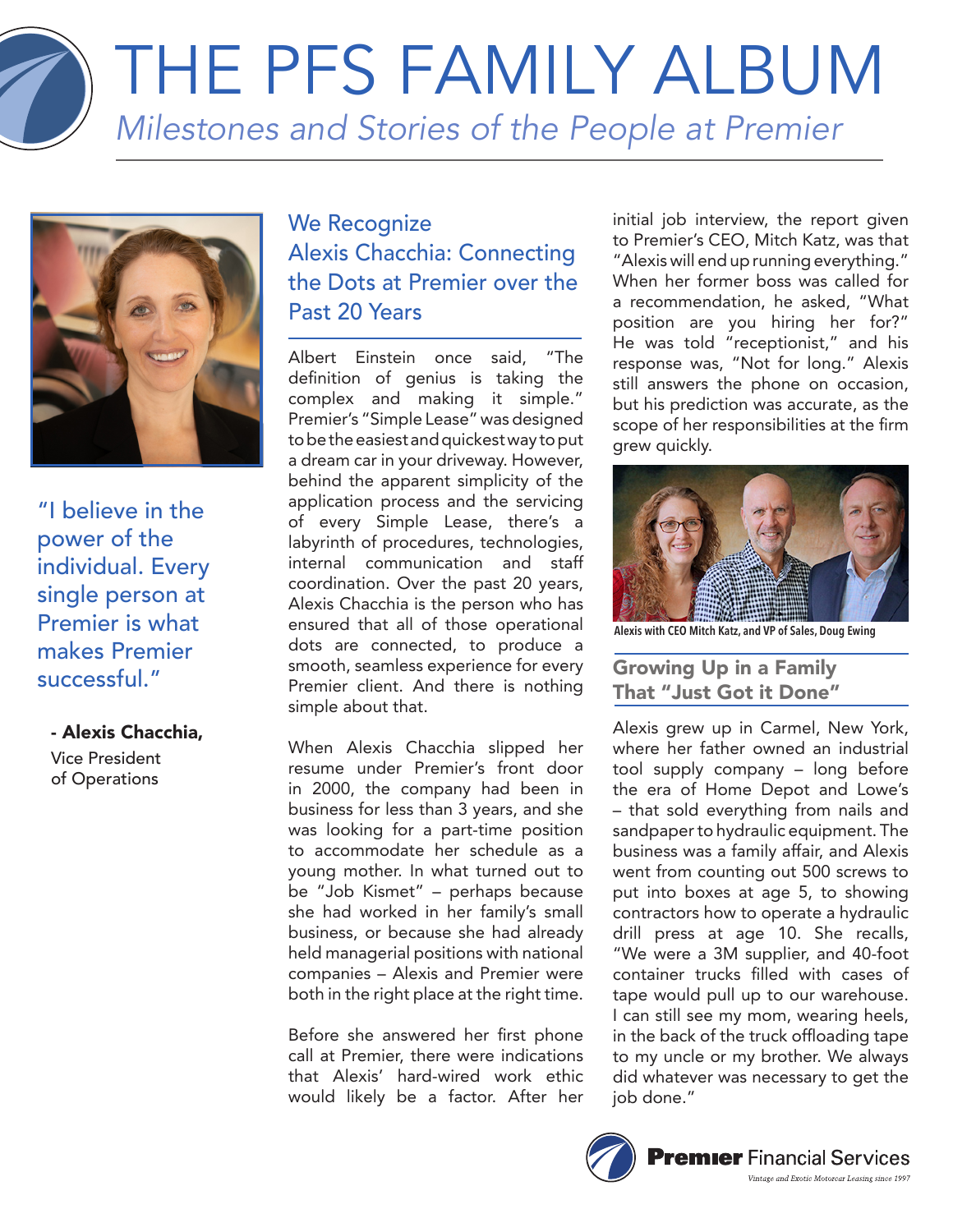# THE PFS FAMILY ALBUM

*Milestones and Stories of the People at Premier*

"I believe in the power of the individual. Every single person at Premier is what makes Premier successful."

**- Alexis Chacchia,**
Vice President of Operations

## We Recognize Alexis Chacchia: Connecting the Dots at Premier over the Past 20 Years

Albert Einstein once said, "The definition of genius is taking the complex and making it simple." Premier's "Simple Lease" was designed to be the easiest and quickest way to put a dream car in your driveway. However, behind the apparent simplicity of the application process and the servicing of every Simple Lease, there's a labyrinth of procedures, technologies, internal communication and staff coordination. Over the past 20 years, Alexis Chacchia is the person who has ensured that all of those operational dots are connected, to produce a smooth, seamless experience for every Premier client. And there is nothing simple about that.

When Alexis Chacchia slipped her resume under Premier's front door in 2000, the company had been in business for less than 3 years, and she was looking for a part-time position to accommodate her schedule as a young mother. In what turned out to be "Job Kismet" – perhaps because she had worked in her family's small business, or because she had already held managerial positions with national companies – Alexis and Premier were both in the right place at the right time.

Before she answered her first phone call at Premier, there were indications that Alexis' hard-wired work ethic would likely be a factor. After her initial job interview, the report given to Premier's CEO, Mitch Katz, was that "Alexis will end up running everything." When her former boss was called for a recommendation, he asked, "What position are you hiring her for?" He was told "receptionist," and his response was, "Not for long." Alexis still answers the phone on occasion, but his prediction was accurate, as the scope of her responsibilities at the firm grew quickly.

Alexis with CEO Mitch Katz, and VP of Sales, Doug Ewing

### Growing Up in a Family That "Just Got it Done"

Alexis grew up in Carmel, New York, where her father owned an industrial tool supply company – long before the era of Home Depot and Lowe's – that sold everything from nails and sandpaper to hydraulic equipment. The business was a family affair, and Alexis went from counting out 500 screws to put into boxes at age 5, to showing contractors how to operate a hydraulic drill press at age 10. She recalls, "We were a 3M supplier, and 40-foot container trucks filled with cases of tape would pull up to our warehouse. I can still see my mom, wearing heels, in the back of the truck offloading tape to my uncle or my brother. We always did whatever was necessary to get the job done."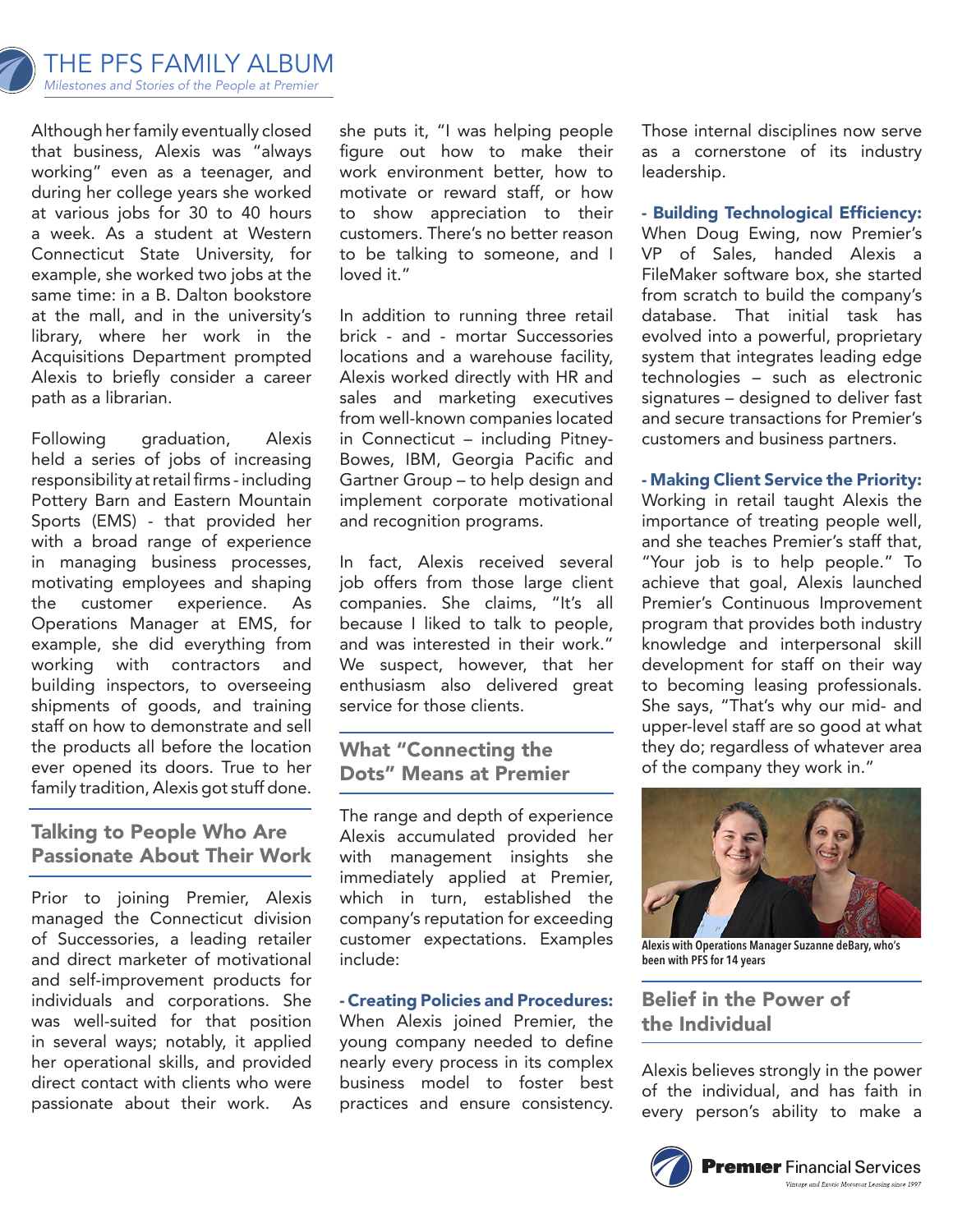Although her family eventually closed that business, Alexis was "always working" even as a teenager, and during her college years she worked at various jobs for 30 to 40 hours a week. As a student at Western Connecticut State University, for example, she worked two jobs at the same time: in a B. Dalton bookstore at the mall, and in the university's library, where her work in the Acquisitions Department prompted Alexis to briefly consider a career path as a librarian.

Following graduation, Alexis held a series of jobs of increasing responsibility at retail firms - including Pottery Barn and Eastern Mountain Sports (EMS) - that provided her with a broad range of experience in managing business processes, motivating employees and shaping the customer experience. As Operations Manager at EMS, for example, she did everything from working with contractors and building inspectors, to overseeing shipments of goods, and training staff on how to demonstrate and sell the products all before the location ever opened its doors. True to her family tradition, Alexis got stuff done.

## Talking to People Who Are Passionate About Their Work

Prior to joining Premier, Alexis managed the Connecticut division of Successories, a leading retailer and direct marketer of motivational and self-improvement products for individuals and corporations. She was well-suited for that position in several ways; notably, it applied her operational skills, and provided direct contact with clients who were passionate about their work. As she puts it, "I was helping people figure out how to make their work environment better, how to motivate or reward staff, or how to show appreciation to their customers. There's no better reason to be talking to someone, and I loved it."

In addition to running three retail brick - and - mortar Successories locations and a warehouse facility, Alexis worked directly with HR and sales and marketing executives from well-known companies located in Connecticut – including Pitney-Bowes, IBM, Georgia Pacific and Gartner Group – to help design and implement corporate motivational and recognition programs.

In fact, Alexis received several job offers from those large client companies. She claims, "It's all because I liked to talk to people, and was interested in their work." We suspect, however, that her enthusiasm also delivered great service for those clients.

## What "Connecting the Dots" Means at Premier

The range and depth of experience Alexis accumulated provided her with management insights she immediately applied at Premier, which in turn, established the company's reputation for exceeding customer expectations. Examples include:

**- Creating Policies and Procedures:** When Alexis joined Premier, the young company needed to define nearly every process in its complex business model to foster best practices and ensure consistency. Those internal disciplines now serve as a cornerstone of its industry leadership.

**- Building Technological Efficiency:** When Doug Ewing, now Premier's VP of Sales, handed Alexis a FileMaker software box, she started from scratch to build the company's database. That initial task has evolved into a powerful, proprietary system that integrates leading edge technologies – such as electronic signatures – designed to deliver fast and secure transactions for Premier's customers and business partners.

**- Making Client Service the Priority:** Working in retail taught Alexis the importance of treating people well, and she teaches Premier's staff that, "Your job is to help people." To achieve that goal, Alexis launched Premier's Continuous Improvement program that provides both industry knowledge and interpersonal skill development for staff on their way to becoming leasing professionals. She says, "That's why our mid- and upper-level staff are so good at what they do; regardless of whatever area of the company they work in."

Alexis with Operations Manager Suzanne deBary, who's been with PFS for 14 years

## Belief in the Power of the Individual

Alexis believes strongly in the power of the individual, and has faith in every person's ability to make a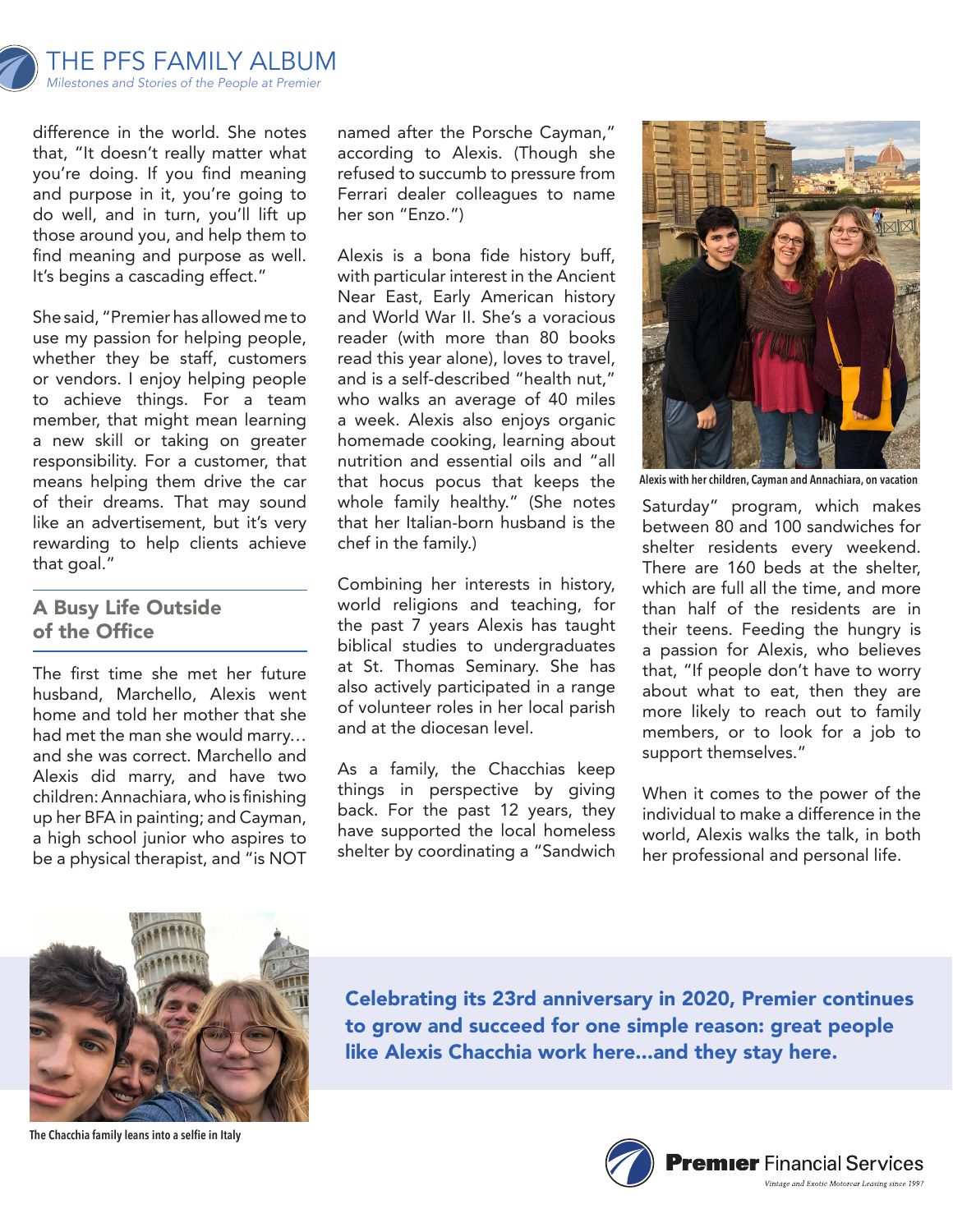difference in the world. She notes that, "It doesn't really matter what you're doing. If you find meaning and purpose in it, you're going to do well, and in turn, you'll lift up those around you, and help them to find meaning and purpose as well. It's begins a cascading effect."

She said, "Premier has allowed me to use my passion for helping people, whether they be staff, customers or vendors. I enjoy helping people to achieve things. For a team member, that might mean learning a new skill or taking on greater responsibility. For a customer, that means helping them drive the car of their dreams. That may sound like an advertisement, but it's very rewarding to help clients achieve that goal."

## A Busy Life Outside of the Office

The first time she met her future husband, Marchello, Alexis went home and told her mother that she had met the man she would marry… and she was correct. Marchello and Alexis did marry, and have two children: Annachiara, who is finishing up her BFA in painting; and Cayman, a high school junior who aspires to be a physical therapist, and "is NOT named after the Porsche Cayman," according to Alexis. (Though she refused to succumb to pressure from Ferrari dealer colleagues to name her son "Enzo.")

Alexis is a bona fide history buff, with particular interest in the Ancient Near East, Early American history and World War II. She's a voracious reader (with more than 80 books read this year alone), loves to travel, and is a self-described "health nut," who walks an average of 40 miles a week. Alexis also enjoys organic homemade cooking, learning about nutrition and essential oils and "all that hocus pocus that keeps the whole family healthy." (She notes that her Italian-born husband is the chef in the family.)

Combining her interests in history, world religions and teaching, for the past 7 years Alexis has taught biblical studies to undergraduates at St. Thomas Seminary. She has also actively participated in a range of volunteer roles in her local parish and at the diocesan level.

As a family, the Chacchias keep things in perspective by giving back. For the past 12 years, they have supported the local homeless shelter by coordinating a "Sandwich Saturday" program, which makes between 80 and 100 sandwiches for shelter residents every weekend. There are 160 beds at the shelter, which are full all the time, and more than half of the residents are in their teens. Feeding the hungry is a passion for Alexis, who believes that, "If people don't have to worry about what to eat, then they are more likely to reach out to family members, or to look for a job to support themselves."

Alexis with her children, Cayman and Annachiara, on vacation

When it comes to the power of the individual to make a difference in the world, Alexis walks the talk, in both her professional and personal life.

The Chacchia family leans into a selfie in Italy

**Celebrating its 23rd anniversary in 2020, Premier continues to grow and succeed for one simple reason: great people like Alexis Chacchia work here...and they stay here.**